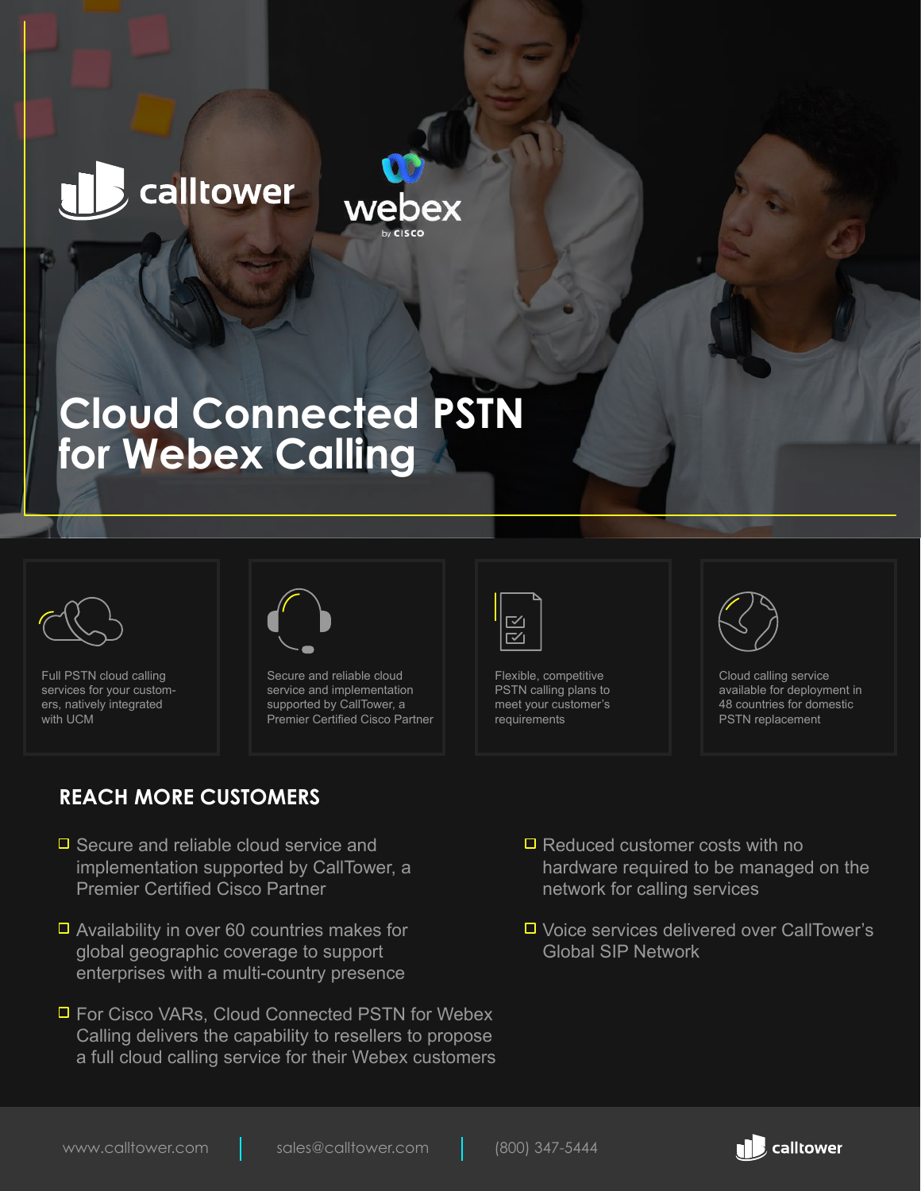calltower

webex by CISCO

# Cloud Connected PSTN for Webex Calling

Full PSTN cloud calling services for your customers, natively integrated with UCM

Secure and reliable cloud service and implementation supported by CallTower, a Premier Certified Cisco Partner

Flexible, competitive PSTN calling plans to meet your customer's requirements

Cloud calling service available for deployment in 48 countries for domestic PSTN replacement

## REACH MORE CUSTOMERS

- Secure and reliable cloud service and implementation supported by CallTower, a Premier Certified Cisco Partner
- Availability in over 60 countries makes for global geographic coverage to support enterprises with a multi-country presence
- For Cisco VARs, Cloud Connected PSTN for Webex Calling delivers the capability to resellers to propose a full cloud calling service for their Webex customers
- Reduced customer costs with no hardware required to be managed on the network for calling services
- Voice services delivered over CallTower's Global SIP Network

www.calltower.com | sales@calltower.com | (800) 347-5444

calltower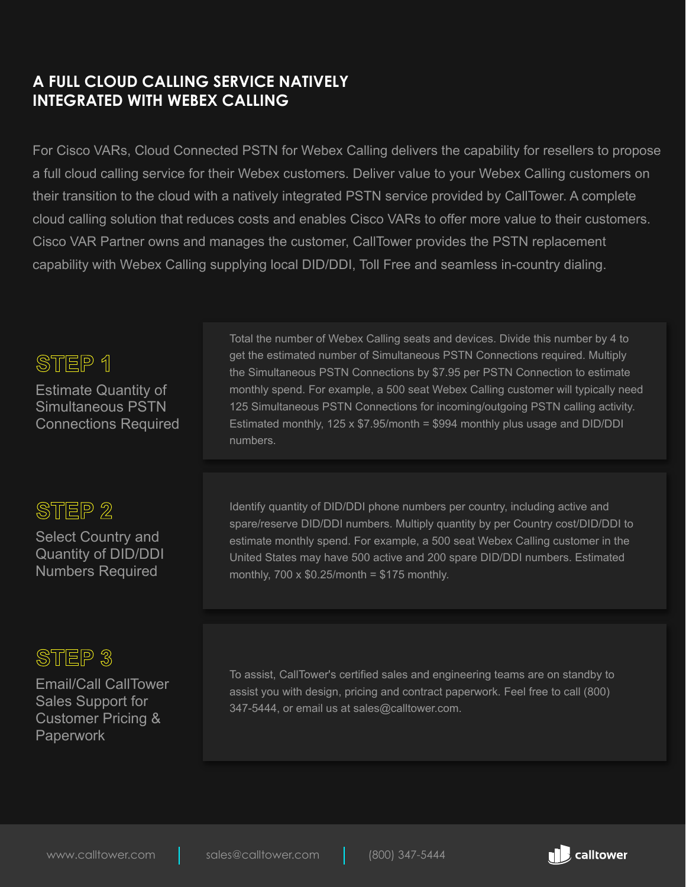## A FULL CLOUD CALLING SERVICE NATIVELY INTEGRATED WITH WEBEX CALLING

For Cisco VARs, Cloud Connected PSTN for Webex Calling delivers the capability for resellers to propose a full cloud calling service for their Webex customers. Deliver value to your Webex Calling customers on their transition to the cloud with a natively integrated PSTN service provided by CallTower. A complete cloud calling solution that reduces costs and enables Cisco VARs to offer more value to their customers. Cisco VAR Partner owns and manages the customer, CallTower provides the PSTN replacement capability with Webex Calling supplying local DID/DDI, Toll Free and seamless in-country dialing.

### STEP 1

**Estimate Quantity of Simultaneous PSTN Connections Required**

Total the number of Webex Calling seats and devices. Divide this number by 4 to get the estimated number of Simultaneous PSTN Connections required. Multiply the Simultaneous PSTN Connections by $7.95 per PSTN Connection to estimate monthly spend. For example, a 500 seat Webex Calling customer will typically need 125 Simultaneous PSTN Connections for incoming/outgoing PSTN calling activity. Estimated monthly, 125 x $7.95/month = $994 monthly plus usage and DID/DDI numbers.

### STEP 2

**Select Country and Quantity of DID/DDI Numbers Required**

Identify quantity of DID/DDI phone numbers per country, including active and spare/reserve DID/DDI numbers. Multiply quantity by per Country cost/DID/DDI to estimate monthly spend. For example, a 500 seat Webex Calling customer in the United States may have 500 active and 200 spare DID/DDI numbers. Estimated monthly, 700 x $0.25/month = $175 monthly.

### STEP 3

**Email/Call CallTower Sales Support for Customer Pricing & Paperwork**

To assist, CallTower's certified sales and engineering teams are on standby to assist you with design, pricing and contract paperwork. Feel free to call (800) 347-5444, or email us at sales@calltower.com.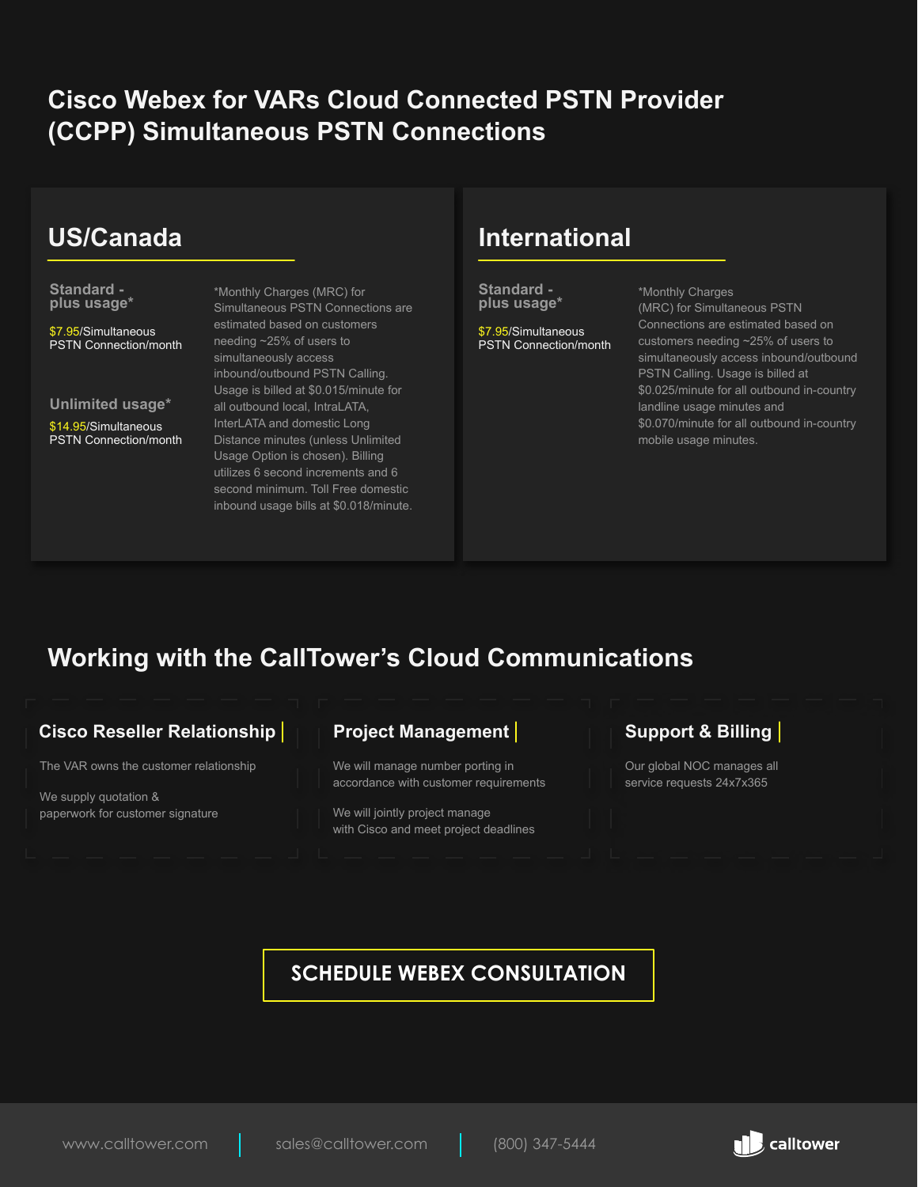# Cisco Webex for VARs Cloud Connected PSTN Provider (CCPP) Simultaneous PSTN Connections

## US/Canada

**Standard - plus usage***

$7.95/Simultaneous PSTN Connection/month

**Unlimited usage***

$14.95/Simultaneous PSTN Connection/month

*Monthly Charges (MRC) for Simultaneous PSTN Connections are estimated based on customers needing ~25% of users to simultaneously access inbound/outbound PSTN Calling. Usage is billed at $0.015/minute for all outbound local, IntraLATA, InterLATA and domestic Long Distance minutes (unless Unlimited Usage Option is chosen). Billing utilizes 6 second increments and 6 second minimum. Toll Free domestic inbound usage bills at $0.018/minute.

## International

**Standard - plus usage***

$7.95/Simultaneous PSTN Connection/month

*Monthly Charges (MRC) for Simultaneous PSTN Connections are estimated based on customers needing ~25% of users to simultaneously access inbound/outbound PSTN Calling. Usage is billed at $0.025/minute for all outbound in-country landline usage minutes and $0.070/minute for all outbound in-country mobile usage minutes.

## Working with the CallTower's Cloud Communications

### Cisco Reseller Relationship

The VAR owns the customer relationship

We supply quotation & paperwork for customer signature

### Project Management

We will manage number porting in accordance with customer requirements

We will jointly project manage with Cisco and meet project deadlines

### Support & Billing

Our global NOC manages all service requests 24x7x365

**SCHEDULE WEBEX CONSULTATION**

www.calltower.com | sales@calltower.com | (800) 347-5444

calltower